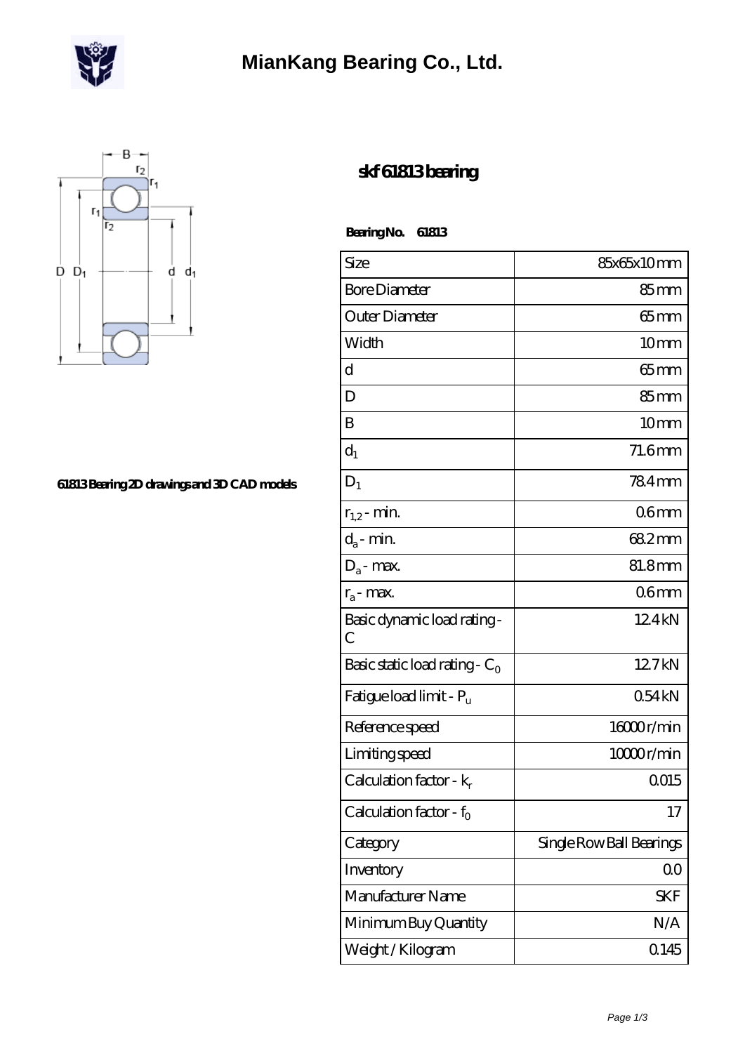# MianKang Bearing Co., Ltd.

61813 Bearing 2D drawings and 3D CAD models

## skf 61813 bearing

**Bearing No. 61813**

| Size | 85x65x10 mm |
|---|---|
| Bore Diameter | 85 mm |
| Outer Diameter | 65 mm |
| Width | 10 mm |
| d | 65 mm |
| D | 85 mm |
| B | 10 mm |
| $d_1$ | 71.6 mm |
| $D_1$ | 78.4 mm |
| $r_{1,2}$ - min. | 0.6 mm |
| $d_a$ - min. | 68.2 mm |
| $D_a$ - max. | 81.8 mm |
| $r_a$ - max. | 0.6 mm |
| Basic dynamic load rating - C | 12.4 kN |
| Basic static load rating - $C_0$ | 12.7 kN |
| Fatigue load limit - $P_u$ | 0.54 kN |
| Reference speed | 16000 r/min |
| Limiting speed | 10000 r/min |
| Calculation factor - $k_r$ | 0.015 |
| Calculation factor - $f_0$ | 17 |
| Category | Single Row Ball Bearings |
| Inventory | 0.0 |
| Manufacturer Name | SKF |
| Minimum Buy Quantity | N/A |
| Weight / Kilogram | 0.145 |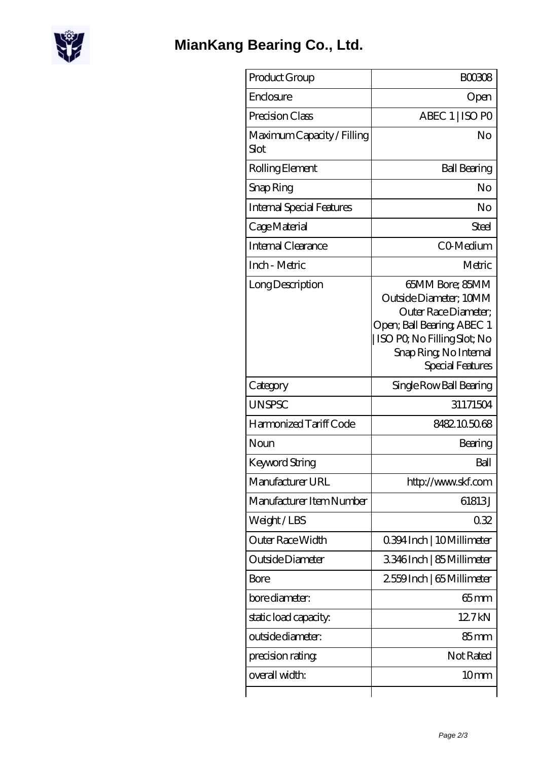# MianKang Bearing Co., Ltd.

| Product Group | B00308 |
|---|---|
| Enclosure | Open |
| Precision Class | ABEC 1 \| ISO P0 |
| Maximum Capacity / Filling Slot | No |
| Rolling Element | Ball Bearing |
| Snap Ring | No |
| Internal Special Features | No |
| Cage Material | Steel |
| Internal Clearance | C0-Medium |
| Inch - Metric | Metric |
| Long Description | 65MM Bore; 85MM Outside Diameter; 10MM Outer Race Diameter; Open; Ball Bearing; ABEC 1 \| ISO P0; No Filling Slot; No Snap Ring; No Internal Special Features |
| Category | Single Row Ball Bearing |
| UNSPSC | 31171504 |
| Harmonized Tariff Code | 8482.10.50.68 |
| Noun | Bearing |
| Keyword String | Ball |
| Manufacturer URL | http://www.skf.com |
| Manufacturer Item Number | 61813 J |
| Weight / LBS | 0.32 |
| Outer Race Width | 0.394 Inch \| 10 Millimeter |
| Outside Diameter | 3.346 Inch \| 85 Millimeter |
| Bore | 2.559 Inch \| 65 Millimeter |
| bore diameter: | 65 mm |
| static load capacity: | 12.7 kN |
| outside diameter: | 85 mm |
| precision rating: | Not Rated |
| overall width: | 10 mm |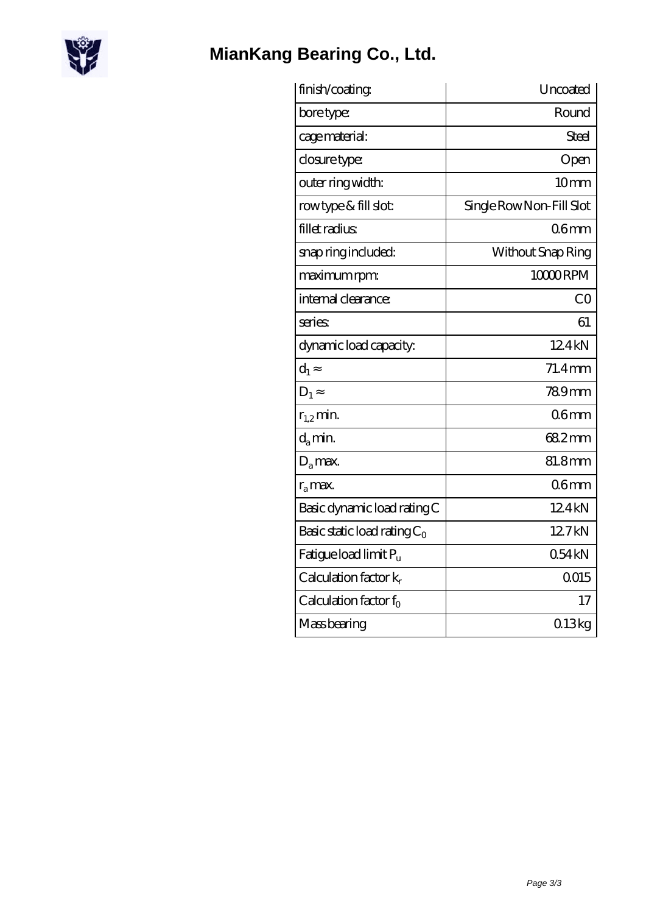# MianKang Bearing Co., Ltd.

| | |
|---|---|
| finish/coating: | Uncoated |
| bore type: | Round |
| cage material: | Steel |
| closure type: | Open |
| outer ring width: | 10 mm |
| row type & fill slot: | Single Row Non-Fill Slot |
| fillet radius: | 0.6 mm |
| snap ring included: | Without Snap Ring |
| maximum rpm: | 10000 RPM |
| internal clearance: | C0 |
| series: | 61 |
| dynamic load capacity: | 12.4 kN |
| $d_1 \approx$ | 71.4 mm |
| $D_1 \approx$ | 78.9 mm |
| $r_{1,2}$ min. | 0.6 mm |
| $d_a$ min. | 68.2 mm |
| $D_a$ max. | 81.8 mm |
| $r_a$ max. | 0.6 mm |
| Basic dynamic load rating C | 12.4 kN |
| Basic static load rating $C_0$ | 12.7 kN |
| Fatigue load limit $P_u$ | 0.54 kN |
| Calculation factor $k_r$ | 0.015 |
| Calculation factor $f_0$ | 17 |
| Mass bearing | 0.13 kg |